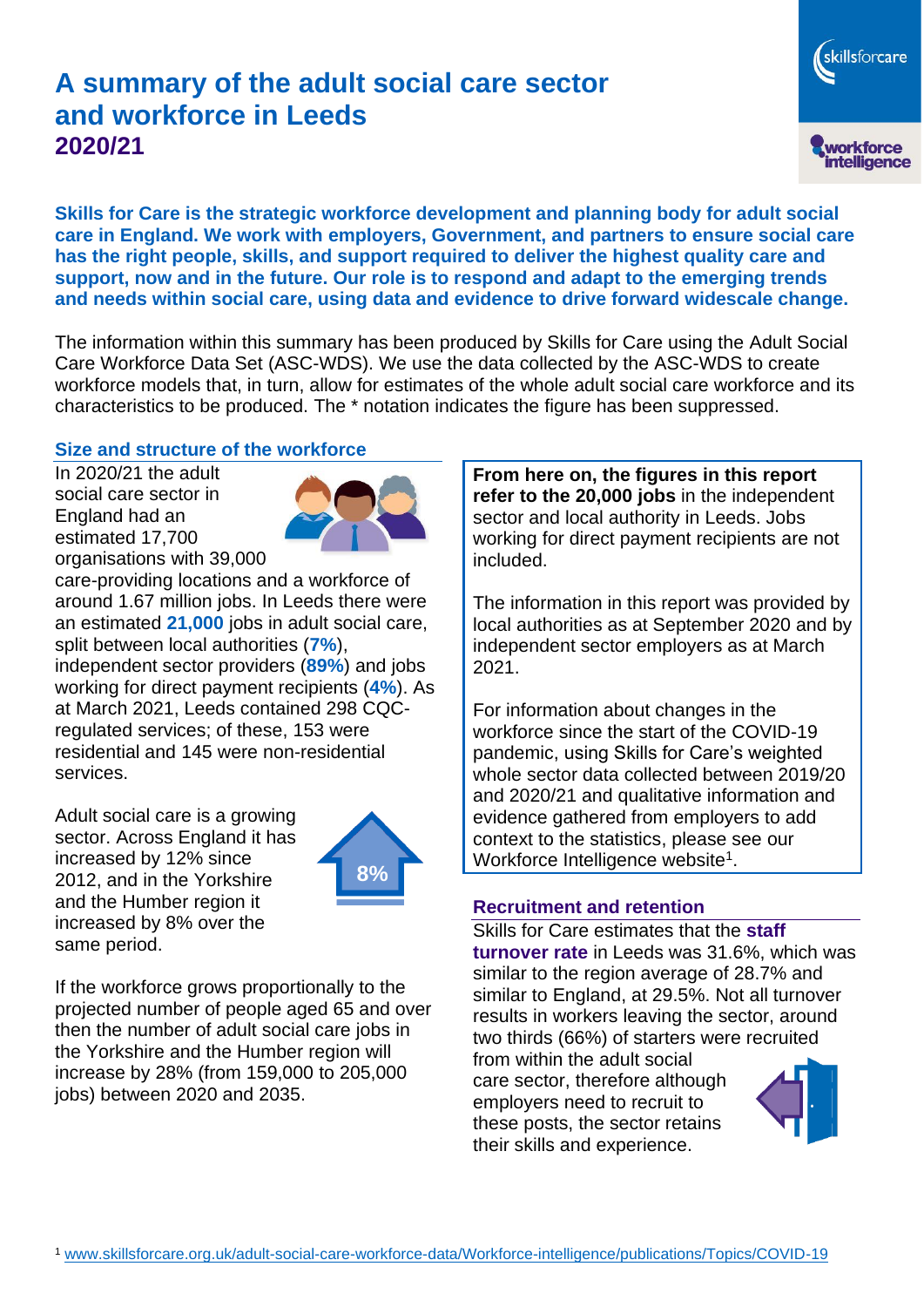# A summary of the adult social care sector and workforce in Leeds 2020/21

**Skills for Care is the strategic workforce development and planning body for adult social care in England. We work with employers, Government, and partners to ensure social care has the right people, skills, and support required to deliver the highest quality care and support, now and in the future. Our role is to respond and adapt to the emerging trends and needs within social care, using data and evidence to drive forward widescale change.**

The information within this summary has been produced by Skills for Care using the Adult Social Care Workforce Data Set (ASC-WDS). We use the data collected by the ASC-WDS to create workforce models that, in turn, allow for estimates of the whole adult social care workforce and its characteristics to be produced. The * notation indicates the figure has been suppressed.

## Size and structure of the workforce

In 2020/21 the adult social care sector in England had an estimated 17,700 organisations with 39,000 care-providing locations and a workforce of around 1.67 million jobs. In Leeds there were an estimated **21,000** jobs in adult social care, split between local authorities (**7%**), independent sector providers (**89%**) and jobs working for direct payment recipients (**4%**). As at March 2021, Leeds contained 298 CQC-regulated services; of these, 153 were residential and 145 were non-residential services.

Adult social care is a growing sector. Across England it has increased by 12% since 2012, and in the Yorkshire and the Humber region it increased by 8% over the same period.

8%

If the workforce grows proportionally to the projected number of people aged 65 and over then the number of adult social care jobs in the Yorkshire and the Humber region will increase by 28% (from 159,000 to 205,000 jobs) between 2020 and 2035.

**From here on, the figures in this report refer to the 20,000 jobs** in the independent sector and local authority in Leeds. Jobs working for direct payment recipients are not included.

The information in this report was provided by local authorities as at September 2020 and by independent sector employers as at March 2021.

For information about changes in the workforce since the start of the COVID-19 pandemic, using Skills for Care's weighted whole sector data collected between 2019/20 and 2020/21 and qualitative information and evidence gathered from employers to add context to the statistics, please see our Workforce Intelligence website[1].

## Recruitment and retention

Skills for Care estimates that the **staff turnover rate** in Leeds was 31.6%, which was similar to the region average of 28.7% and similar to England, at 29.5%. Not all turnover results in workers leaving the sector, around two thirds (66%) of starters were recruited from within the adult social care sector, therefore although employers need to recruit to these posts, the sector retains their skills and experience.

[1] www.skillsforcare.org.uk/adult-social-care-workforce-data/Workforce-intelligence/publications/Topics/COVID-19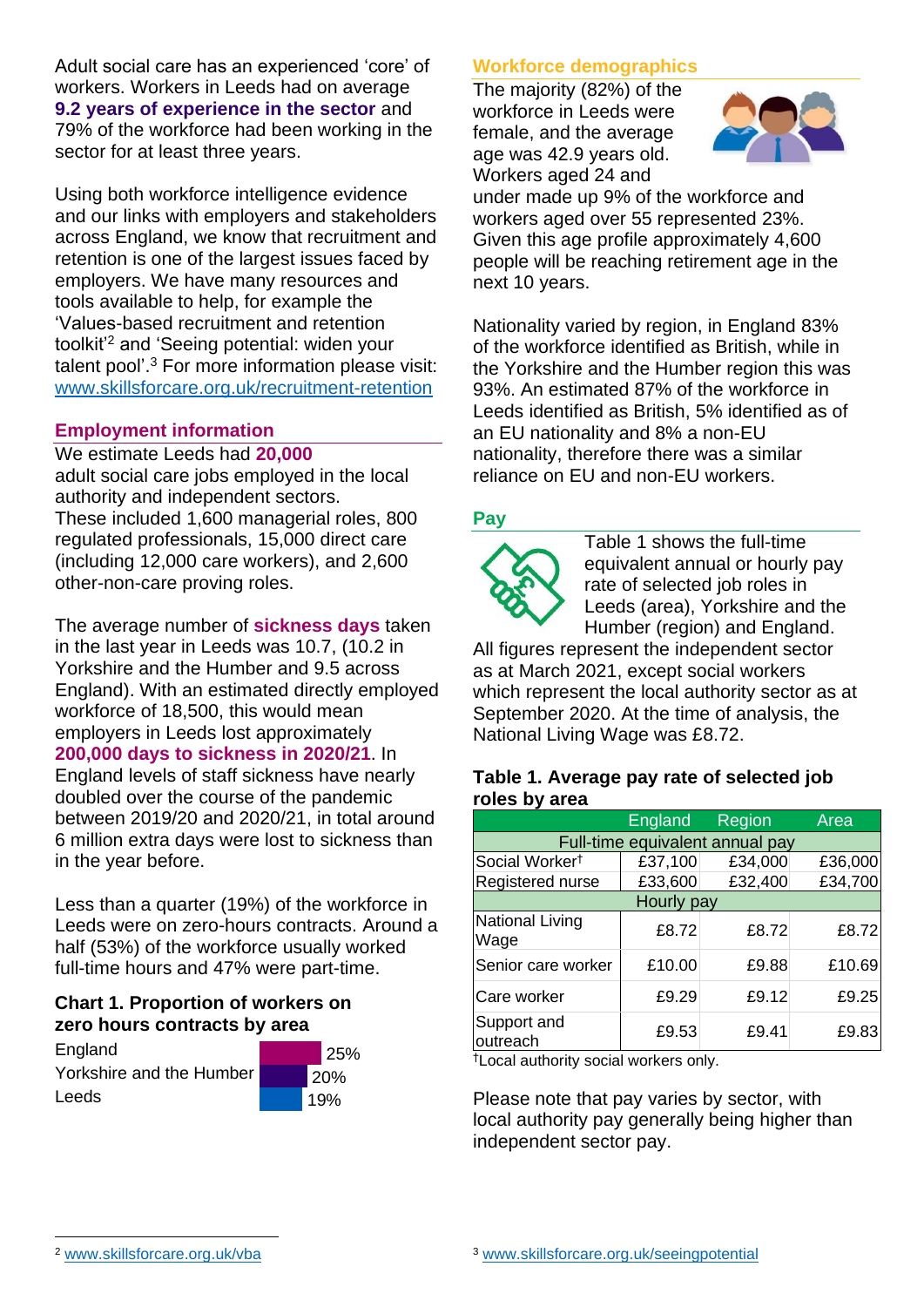Adult social care has an experienced 'core' of workers. Workers in Leeds had on average **9.2 years of experience in the sector** and 79% of the workforce had been working in the sector for at least three years.

Using both workforce intelligence evidence and our links with employers and stakeholders across England, we know that recruitment and retention is one of the largest issues faced by employers. We have many resources and tools available to help, for example the 'Values-based recruitment and retention toolkit'[2] and 'Seeing potential: widen your talent pool'.[3] For more information please visit: www.skillsforcare.org.uk/recruitment-retention

## Employment information

We estimate Leeds had **20,000** adult social care jobs employed in the local authority and independent sectors. These included 1,600 managerial roles, 800 regulated professionals, 15,000 direct care (including 12,000 care workers), and 2,600 other-non-care proving roles.

The average number of **sickness days** taken in the last year in Leeds was 10.7, (10.2 in Yorkshire and the Humber and 9.5 across England). With an estimated directly employed workforce of 18,500, this would mean employers in Leeds lost approximately **200,000 days to sickness in 2020/21**. In England levels of staff sickness have nearly doubled over the course of the pandemic between 2019/20 and 2020/21, in total around 6 million extra days were lost to sickness than in the year before.

Less than a quarter (19%) of the workforce in Leeds were on zero-hours contracts. Around a half (53%) of the workforce usually worked full-time hours and 47% were part-time.

### Chart 1. Proportion of workers on zero hours contracts by area

| Area | Proportion |
|---|---|
| England | 25% |
| Yorkshire and the Humber | 20% |
| Leeds | 19% |

## Workforce demographics

The majority (82%) of the workforce in Leeds were female, and the average age was 42.9 years old. Workers aged 24 and under made up 9% of the workforce and workers aged over 55 represented 23%. Given this age profile approximately 4,600 people will be reaching retirement age in the next 10 years.

Nationality varied by region, in England 83% of the workforce identified as British, while in the Yorkshire and the Humber region this was 93%. An estimated 87% of the workforce in Leeds identified as British, 5% identified as of an EU nationality and 8% a non-EU nationality, therefore there was a similar reliance on EU and non-EU workers.

## Pay

Table 1 shows the full-time equivalent annual or hourly pay rate of selected job roles in Leeds (area), Yorkshire and the Humber (region) and England. All figures represent the independent sector as at March 2021, except social workers which represent the local authority sector as at September 2020. At the time of analysis, the National Living Wage was £8.72.

### Table 1. Average pay rate of selected job roles by area

| | England | Region | Area |
|---|---|---|---|
| **Full-time equivalent annual pay** | | | |
| Social Worker† | £37,100 | £34,000 | £36,000 |
| Registered nurse | £33,600 | £32,400 | £34,700 |
| **Hourly pay** | | | |
| National Living Wage | £8.72 | £8.72 | £8.72 |
| Senior care worker | £10.00 | £9.88 | £10.69 |
| Care worker | £9.29 | £9.12 | £9.25 |
| Support and outreach | £9.53 | £9.41 | £9.83 |

†Local authority social workers only.

Please note that pay varies by sector, with local authority pay generally being higher than independent sector pay.

[2] www.skillsforcare.org.uk/vba

[3] www.skillsforcare.org.uk/seeingpotential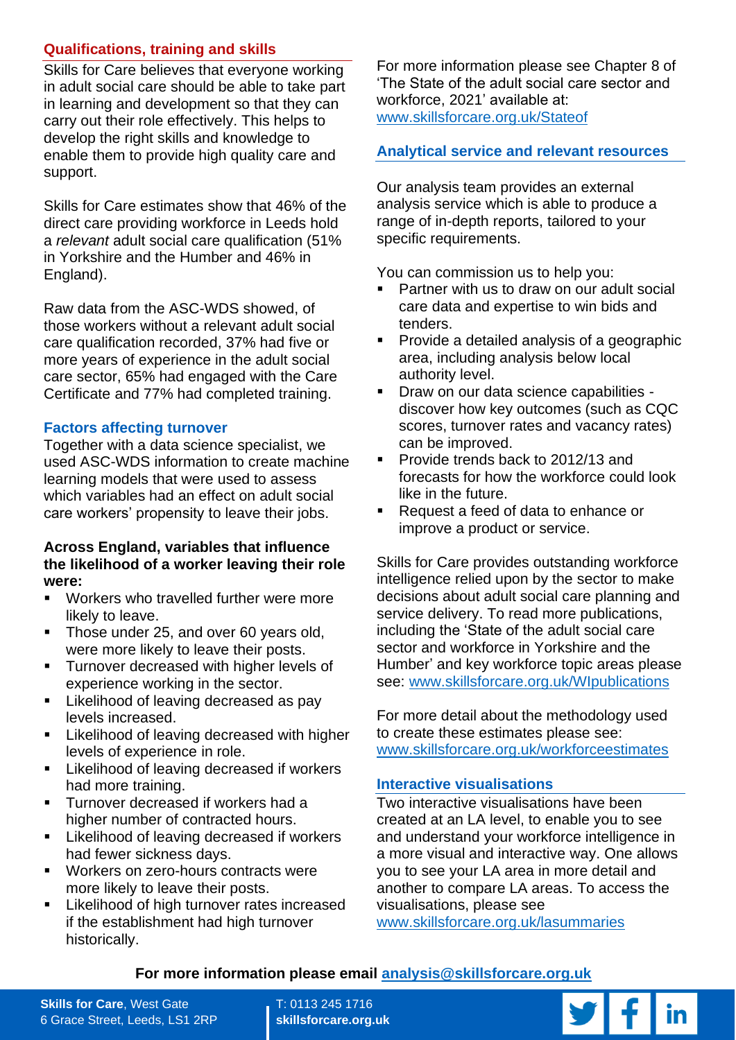## Qualifications, training and skills

Skills for Care believes that everyone working in adult social care should be able to take part in learning and development so that they can carry out their role effectively. This helps to develop the right skills and knowledge to enable them to provide high quality care and support.

Skills for Care estimates show that 46% of the direct care providing workforce in Leeds hold a *relevant* adult social care qualification (51% in Yorkshire and the Humber and 46% in England).

Raw data from the ASC-WDS showed, of those workers without a relevant adult social care qualification recorded, 37% had five or more years of experience in the adult social care sector, 65% had engaged with the Care Certificate and 77% had completed training.

## Factors affecting turnover

Together with a data science specialist, we used ASC-WDS information to create machine learning models that were used to assess which variables had an effect on adult social care workers' propensity to leave their jobs.

**Across England, variables that influence the likelihood of a worker leaving their role were:**

- Workers who travelled further were more likely to leave.
- Those under 25, and over 60 years old, were more likely to leave their posts.
- Turnover decreased with higher levels of experience working in the sector.
- Likelihood of leaving decreased as pay levels increased.
- Likelihood of leaving decreased with higher levels of experience in role.
- Likelihood of leaving decreased if workers had more training.
- Turnover decreased if workers had a higher number of contracted hours.
- Likelihood of leaving decreased if workers had fewer sickness days.
- Workers on zero-hours contracts were more likely to leave their posts.
- Likelihood of high turnover rates increased if the establishment had high turnover historically.

For more information please see Chapter 8 of 'The State of the adult social care sector and workforce, 2021' available at: www.skillsforcare.org.uk/Stateof

## Analytical service and relevant resources

Our analysis team provides an external analysis service which is able to produce a range of in-depth reports, tailored to your specific requirements.

You can commission us to help you:

- Partner with us to draw on our adult social care data and expertise to win bids and tenders.
- Provide a detailed analysis of a geographic area, including analysis below local authority level.
- Draw on our data science capabilities - discover how key outcomes (such as CQC scores, turnover rates and vacancy rates) can be improved.
- Provide trends back to 2012/13 and forecasts for how the workforce could look like in the future.
- Request a feed of data to enhance or improve a product or service.

Skills for Care provides outstanding workforce intelligence relied upon by the sector to make decisions about adult social care planning and service delivery. To read more publications, including the 'State of the adult social care sector and workforce in Yorkshire and the Humber' and key workforce topic areas please see: www.skillsforcare.org.uk/WIpublications

For more detail about the methodology used to create these estimates please see: www.skillsforcare.org.uk/workforceestimates

## Interactive visualisations

Two interactive visualisations have been created at an LA level, to enable you to see and understand your workforce intelligence in a more visual and interactive way. One allows you to see your LA area in more detail and another to compare LA areas. To access the visualisations, please see www.skillsforcare.org.uk/lasummaries

**For more information please email analysis@skillsforcare.org.uk**

**Skills for Care**, West Gate
6 Grace Street, Leeds, LS1 2RP

T: 0113 245 1716
**skillsforcare.org.uk**